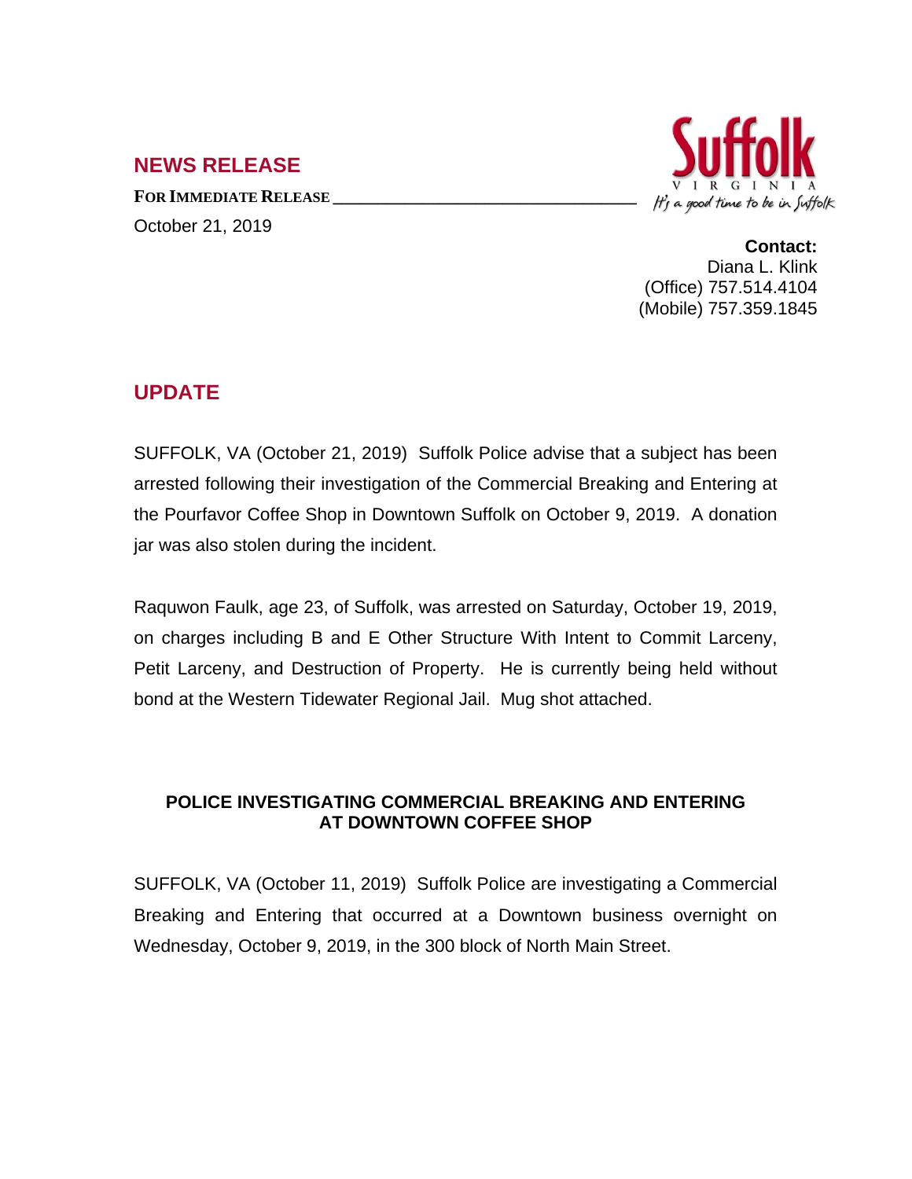## NEWS RELEASE

**FOR IMMEDIATE RELEASE**

October 21, 2019

Suffolk VIRGINIA *It's a good time to be in Suffolk*

**Contact:**
Diana L. Klink
(Office) 757.514.4104
(Mobile) 757.359.1845

## UPDATE

SUFFOLK, VA (October 21, 2019) Suffolk Police advise that a subject has been arrested following their investigation of the Commercial Breaking and Entering at the Pourfavor Coffee Shop in Downtown Suffolk on October 9, 2019. A donation jar was also stolen during the incident.

Raquwon Faulk, age 23, of Suffolk, was arrested on Saturday, October 19, 2019, on charges including B and E Other Structure With Intent to Commit Larceny, Petit Larceny, and Destruction of Property. He is currently being held without bond at the Western Tidewater Regional Jail. Mug shot attached.

### POLICE INVESTIGATING COMMERCIAL BREAKING AND ENTERING AT DOWNTOWN COFFEE SHOP

SUFFOLK, VA (October 11, 2019) Suffolk Police are investigating a Commercial Breaking and Entering that occurred at a Downtown business overnight on Wednesday, October 9, 2019, in the 300 block of North Main Street.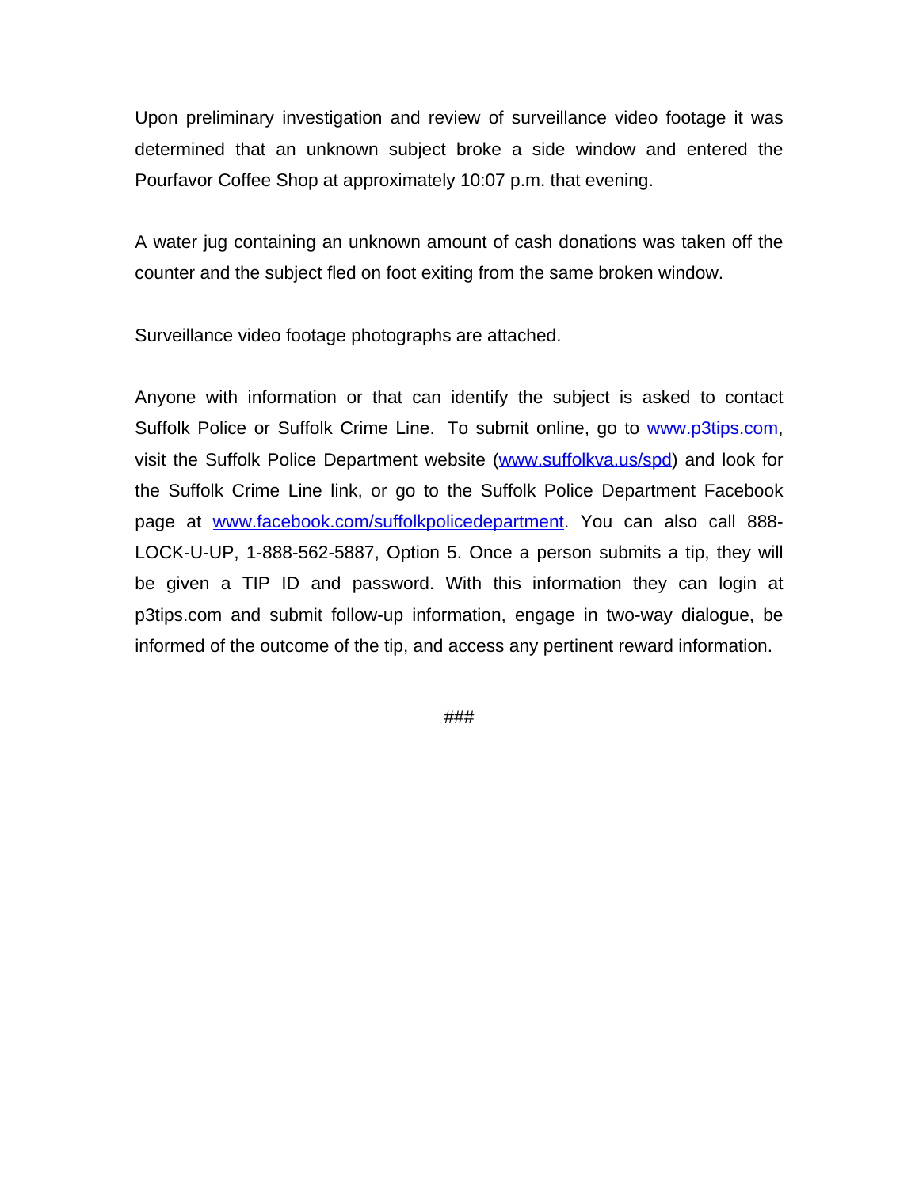Upon preliminary investigation and review of surveillance video footage it was determined that an unknown subject broke a side window and entered the Pourfavor Coffee Shop at approximately 10:07 p.m. that evening.

A water jug containing an unknown amount of cash donations was taken off the counter and the subject fled on foot exiting from the same broken window.

Surveillance video footage photographs are attached.

Anyone with information or that can identify the subject is asked to contact Suffolk Police or Suffolk Crime Line. To submit online, go to [www.p3tips.com](www.p3tips.com), visit the Suffolk Police Department website ([www.suffolkva.us/spd](www.suffolkva.us/spd)) and look for the Suffolk Crime Line link, or go to the Suffolk Police Department Facebook page at [www.facebook.com/suffolkpolicedepartment](www.facebook.com/suffolkpolicedepartment). You can also call 888-LOCK-U-UP, 1-888-562-5887, Option 5. Once a person submits a tip, they will be given a TIP ID and password. With this information they can login at p3tips.com and submit follow-up information, engage in two-way dialogue, be informed of the outcome of the tip, and access any pertinent reward information.

###